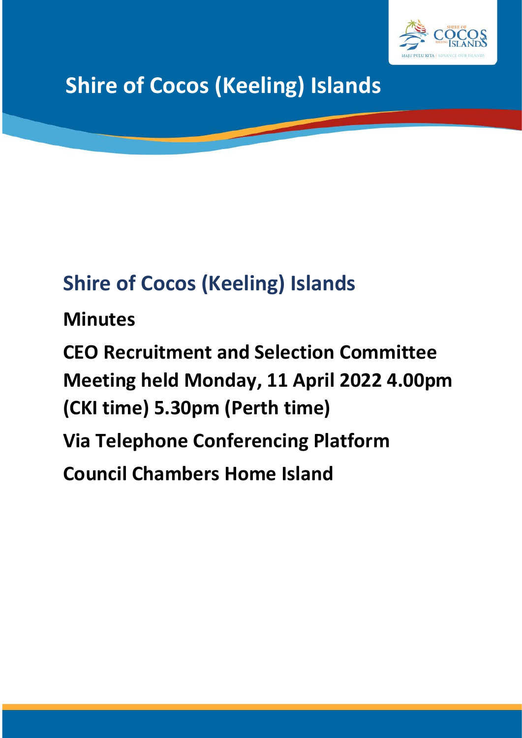# Shire of Cocos (Keeling) Islands

## Shire of Cocos (Keeling) Islands

**Minutes**

**CEO Recruitment and Selection Committee Meeting held Monday, 11 April 2022 4.00pm (CKI time) 5.30pm (Perth time)**

**Via Telephone Conferencing Platform**

**Council Chambers Home Island**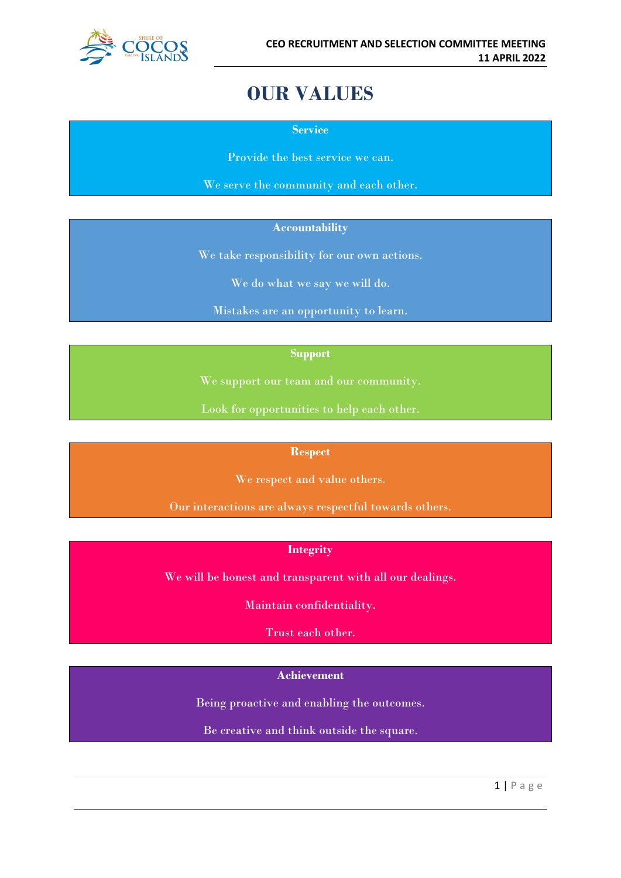# OUR VALUES

**Service**

Provide the best service we can.

We serve the community and each other.

**Accountability**

We take responsibility for our own actions.

We do what we say we will do.

Mistakes are an opportunity to learn.

**Support**

We support our team and our community.

Look for opportunities to help each other.

**Respect**

We respect and value others.

Our interactions are always respectful towards others.

**Integrity**

We will be honest and transparent with all our dealings.

Maintain confidentiality.

Trust each other.

**Achievement**

Being proactive and enabling the outcomes.

Be creative and think outside the square.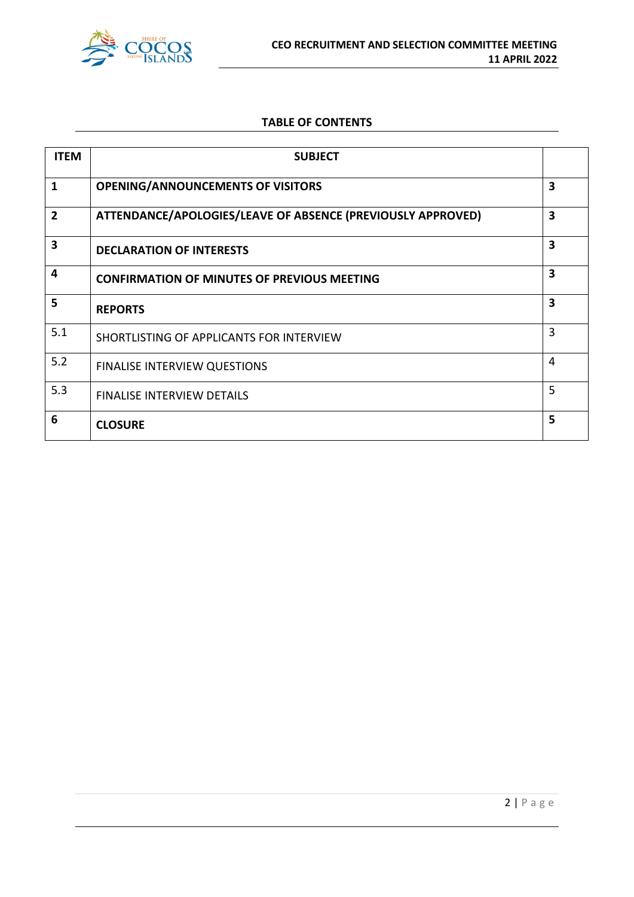## TABLE OF CONTENTS

| ITEM | SUBJECT | |
|---|---|---|
| **1** | **OPENING/ANNOUNCEMENTS OF VISITORS** | **3** |
| **2** | **ATTENDANCE/APOLOGIES/LEAVE OF ABSENCE (PREVIOUSLY APPROVED)** | **3** |
| **3** | **DECLARATION OF INTERESTS** | **3** |
| **4** | **CONFIRMATION OF MINUTES OF PREVIOUS MEETING** | **3** |
| **5** | **REPORTS** | **3** |
| 5.1 | SHORTLISTING OF APPLICANTS FOR INTERVIEW | 3 |
| 5.2 | FINALISE INTERVIEW QUESTIONS | 4 |
| 5.3 | FINALISE INTERVIEW DETAILS | 5 |
| **6** | **CLOSURE** | **5** |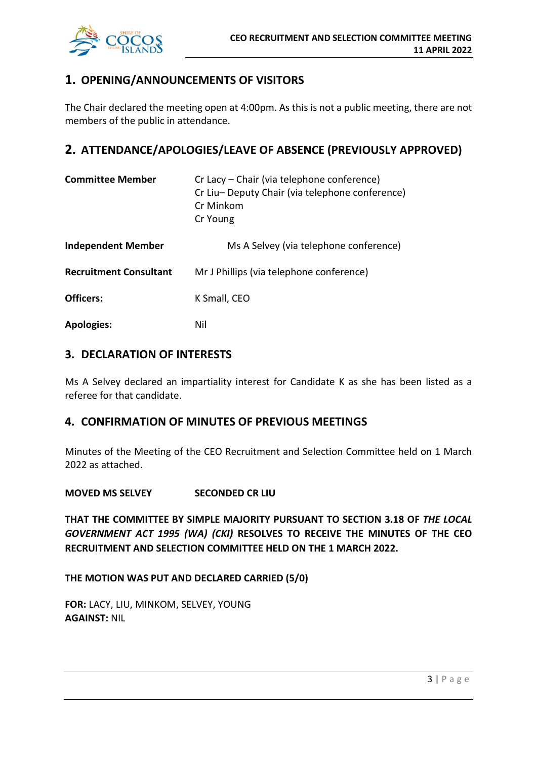## 1. OPENING/ANNOUNCEMENTS OF VISITORS

The Chair declared the meeting open at 4:00pm. As this is not a public meeting, there are not members of the public in attendance.

## 2. ATTENDANCE/APOLOGIES/LEAVE OF ABSENCE (PREVIOUSLY APPROVED)

| | |
|---|---|
| **Committee Member** | Cr Lacy – Chair (via telephone conference)<br>Cr Liu– Deputy Chair (via telephone conference)<br>Cr Minkom<br>Cr Young |
| **Independent Member** | Ms A Selvey (via telephone conference) |
| **Recruitment Consultant** | Mr J Phillips (via telephone conference) |
| **Officers:** | K Small, CEO |
| **Apologies:** | Nil |

## 3. DECLARATION OF INTERESTS

Ms A Selvey declared an impartiality interest for Candidate K as she has been listed as a referee for that candidate.

## 4. CONFIRMATION OF MINUTES OF PREVIOUS MEETINGS

Minutes of the Meeting of the CEO Recruitment and Selection Committee held on 1 March 2022 as attached.

**MOVED MS SELVEY SECONDED CR LIU**

**THAT THE COMMITTEE BY SIMPLE MAJORITY PURSUANT TO SECTION 3.18 OF *THE LOCAL GOVERNMENT ACT 1995 (WA) (CKI)* RESOLVES TO RECEIVE THE MINUTES OF THE CEO RECRUITMENT AND SELECTION COMMITTEE HELD ON THE 1 MARCH 2022.**

**THE MOTION WAS PUT AND DECLARED CARRIED (5/0)**

**FOR:** LACY, LIU, MINKOM, SELVEY, YOUNG
**AGAINST:** NIL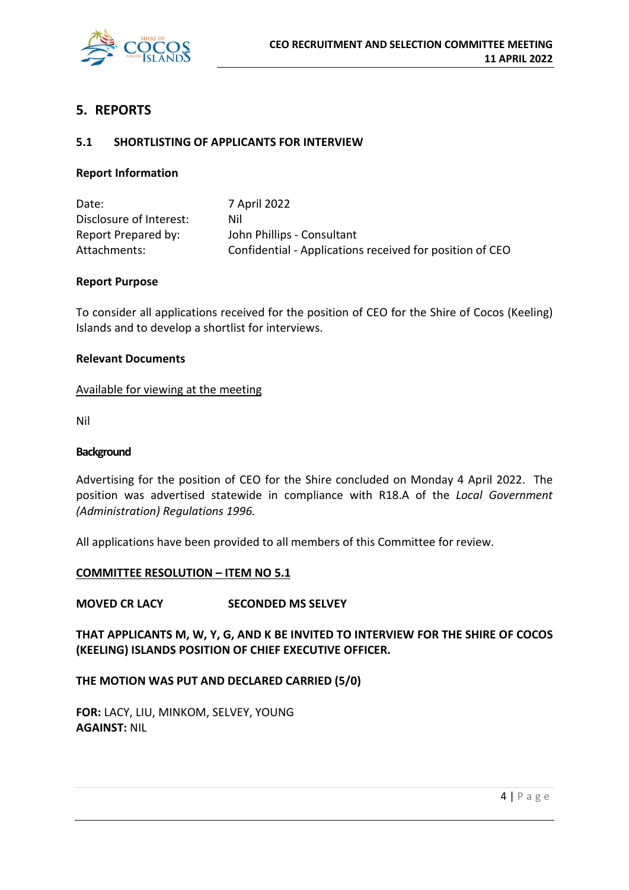## 5. REPORTS

### 5.1 SHORTLISTING OF APPLICANTS FOR INTERVIEW

**Report Information**

| | |
|---|---|
| Date: | 7 April 2022 |
| Disclosure of Interest: | Nil |
| Report Prepared by: | John Phillips - Consultant |
| Attachments: | Confidential - Applications received for position of CEO |

**Report Purpose**

To consider all applications received for the position of CEO for the Shire of Cocos (Keeling) Islands and to develop a shortlist for interviews.

**Relevant Documents**

Available for viewing at the meeting

Nil

**Background**

Advertising for the position of CEO for the Shire concluded on Monday 4 April 2022. The position was advertised statewide in compliance with R18.A of the *Local Government (Administration) Regulations 1996.*

All applications have been provided to all members of this Committee for review.

**COMMITTEE RESOLUTION – ITEM NO 5.1**

**MOVED CR LACY SECONDED MS SELVEY**

**THAT APPLICANTS M, W, Y, G, AND K BE INVITED TO INTERVIEW FOR THE SHIRE OF COCOS (KEELING) ISLANDS POSITION OF CHIEF EXECUTIVE OFFICER.**

**THE MOTION WAS PUT AND DECLARED CARRIED (5/0)**

**FOR:** LACY, LIU, MINKOM, SELVEY, YOUNG
**AGAINST:** NIL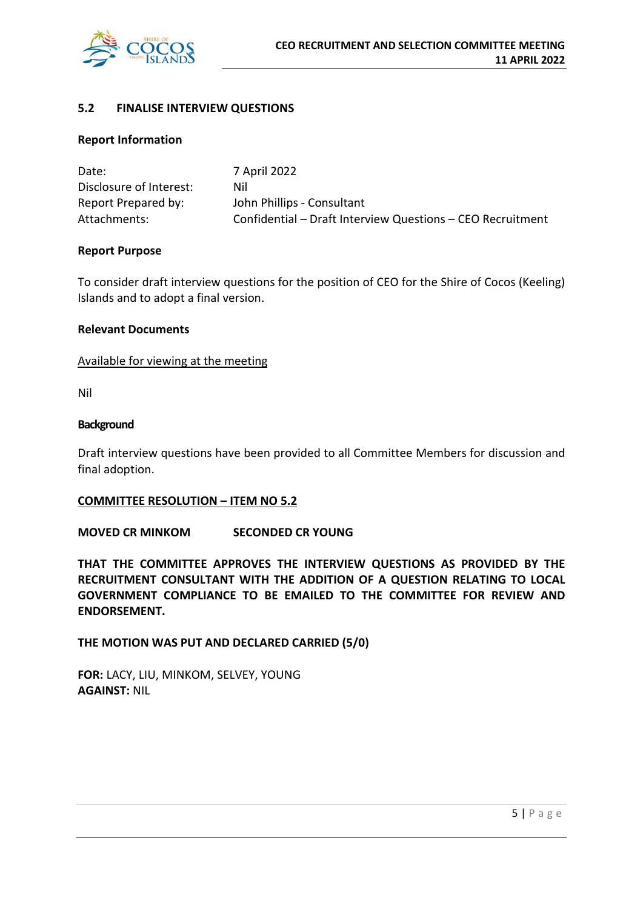### 5.2 FINALISE INTERVIEW QUESTIONS

**Report Information**

| | |
|---|---|
| Date: | 7 April 2022 |
| Disclosure of Interest: | Nil |
| Report Prepared by: | John Phillips - Consultant |
| Attachments: | Confidential – Draft Interview Questions – CEO Recruitment |

**Report Purpose**

To consider draft interview questions for the position of CEO for the Shire of Cocos (Keeling) Islands and to adopt a final version.

**Relevant Documents**

Available for viewing at the meeting

Nil

**Background**

Draft interview questions have been provided to all Committee Members for discussion and final adoption.

**COMMITTEE RESOLUTION – ITEM NO 5.2**

**MOVED CR MINKOM SECONDED CR YOUNG**

**THAT THE COMMITTEE APPROVES THE INTERVIEW QUESTIONS AS PROVIDED BY THE RECRUITMENT CONSULTANT WITH THE ADDITION OF A QUESTION RELATING TO LOCAL GOVERNMENT COMPLIANCE TO BE EMAILED TO THE COMMITTEE FOR REVIEW AND ENDORSEMENT.**

**THE MOTION WAS PUT AND DECLARED CARRIED (5/0)**

**FOR:** LACY, LIU, MINKOM, SELVEY, YOUNG
**AGAINST:** NIL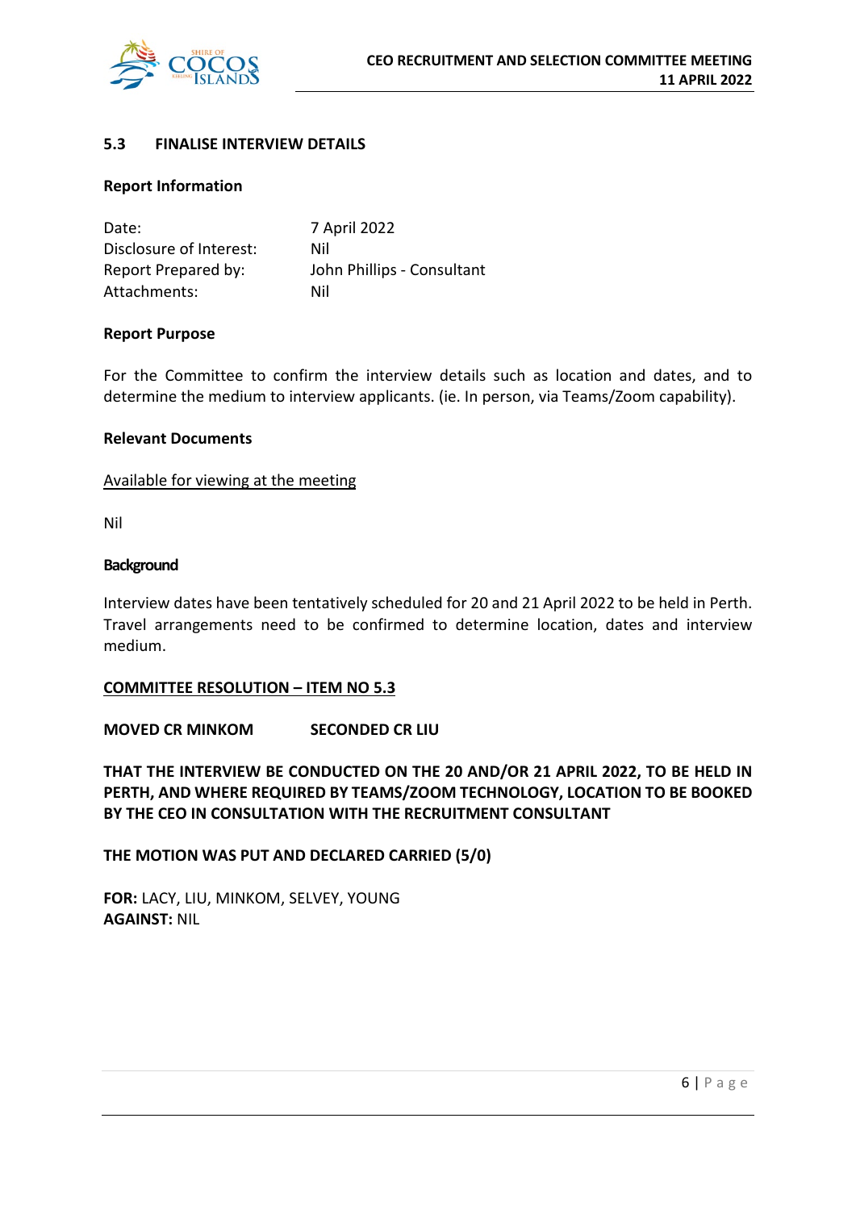### 5.3 FINALISE INTERVIEW DETAILS

**Report Information**

| | |
|---|---|
| Date: | 7 April 2022 |
| Disclosure of Interest: | Nil |
| Report Prepared by: | John Phillips - Consultant |
| Attachments: | Nil |

**Report Purpose**

For the Committee to confirm the interview details such as location and dates, and to determine the medium to interview applicants. (ie. In person, via Teams/Zoom capability).

**Relevant Documents**

Available for viewing at the meeting

Nil

**Background**

Interview dates have been tentatively scheduled for 20 and 21 April 2022 to be held in Perth. Travel arrangements need to be confirmed to determine location, dates and interview medium.

**COMMITTEE RESOLUTION – ITEM NO 5.3**

**MOVED CR MINKOM SECONDED CR LIU**

**THAT THE INTERVIEW BE CONDUCTED ON THE 20 AND/OR 21 APRIL 2022, TO BE HELD IN PERTH, AND WHERE REQUIRED BY TEAMS/ZOOM TECHNOLOGY, LOCATION TO BE BOOKED BY THE CEO IN CONSULTATION WITH THE RECRUITMENT CONSULTANT**

**THE MOTION WAS PUT AND DECLARED CARRIED (5/0)**

**FOR:** LACY, LIU, MINKOM, SELVEY, YOUNG
**AGAINST:** NIL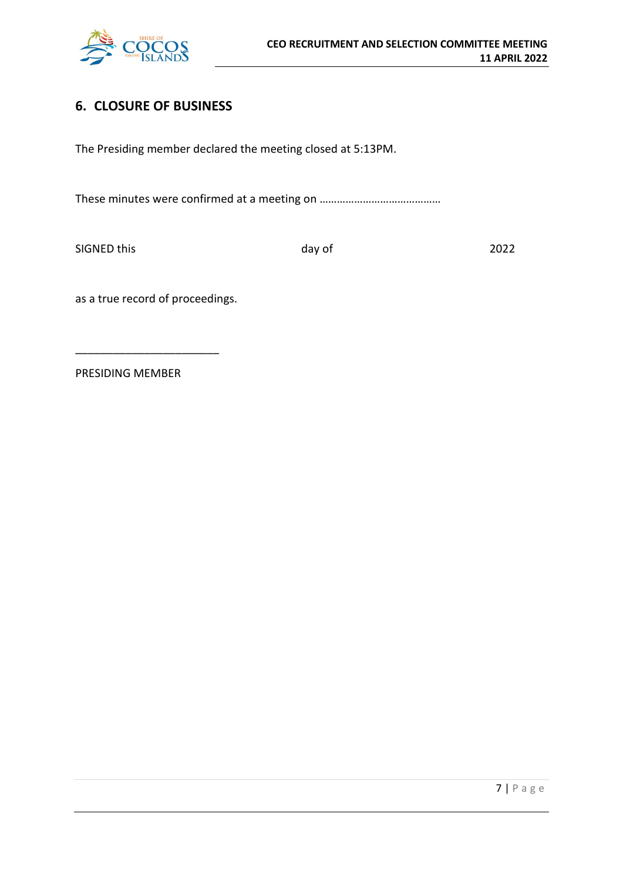## 6. CLOSURE OF BUSINESS

The Presiding member declared the meeting closed at 5:13PM.

These minutes were confirmed at a meeting on …………………………………

SIGNED this day of 2022

as a true record of proceedings.

______________________

PRESIDING MEMBER